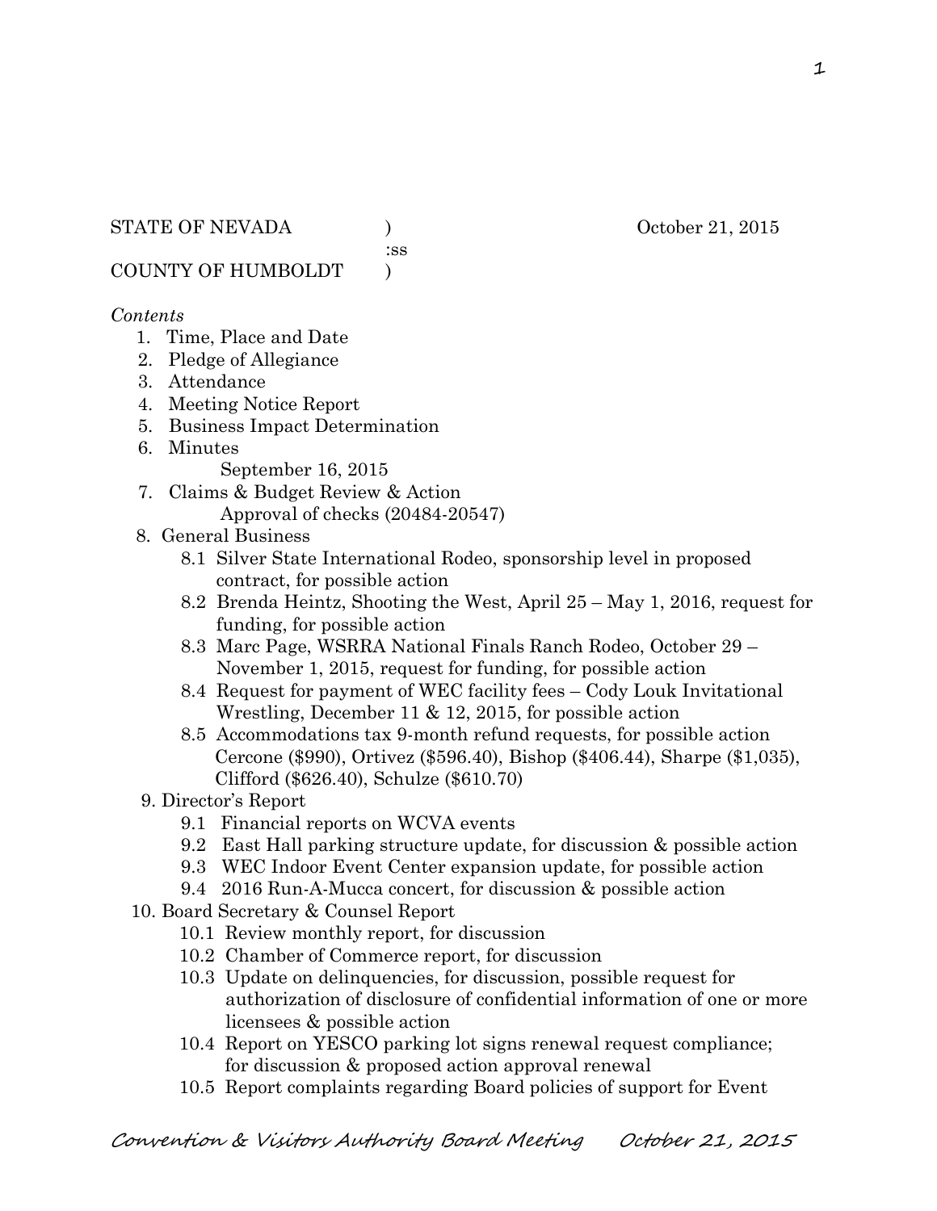STATE OF NEVADA ) October 21, 2015
:ss
COUNTY OF HUMBOLDT )

*Contents*

1. Time, Place and Date
2. Pledge of Allegiance
3. Attendance
4. Meeting Notice Report
5. Business Impact Determination
6. Minutes
   September 16, 2015
7. Claims & Budget Review & Action
   Approval of checks (20484-20547)
8. General Business
   - 8.1 Silver State International Rodeo, sponsorship level in proposed contract, for possible action
   - 8.2 Brenda Heintz, Shooting the West, April 25 – May 1, 2016, request for funding, for possible action
   - 8.3 Marc Page, WSRRA National Finals Ranch Rodeo, October 29 – November 1, 2015, request for funding, for possible action
   - 8.4 Request for payment of WEC facility fees – Cody Louk Invitational Wrestling, December 11 & 12, 2015, for possible action
   - 8.5 Accommodations tax 9-month refund requests, for possible action Cercone ($990), Ortivez ($596.40), Bishop ($406.44), Sharpe ($1,035), Clifford ($626.40), Schulze ($610.70)
9. Director's Report
   - 9.1 Financial reports on WCVA events
   - 9.2 East Hall parking structure update, for discussion & possible action
   - 9.3 WEC Indoor Event Center expansion update, for possible action
   - 9.4 2016 Run-A-Mucca concert, for discussion & possible action
10. Board Secretary & Counsel Report
    - 10.1 Review monthly report, for discussion
    - 10.2 Chamber of Commerce report, for discussion
    - 10.3 Update on delinquencies, for discussion, possible request for authorization of disclosure of confidential information of one or more licensees & possible action
    - 10.4 Report on YESCO parking lot signs renewal request compliance; for discussion & proposed action approval renewal
    - 10.5 Report complaints regarding Board policies of support for Event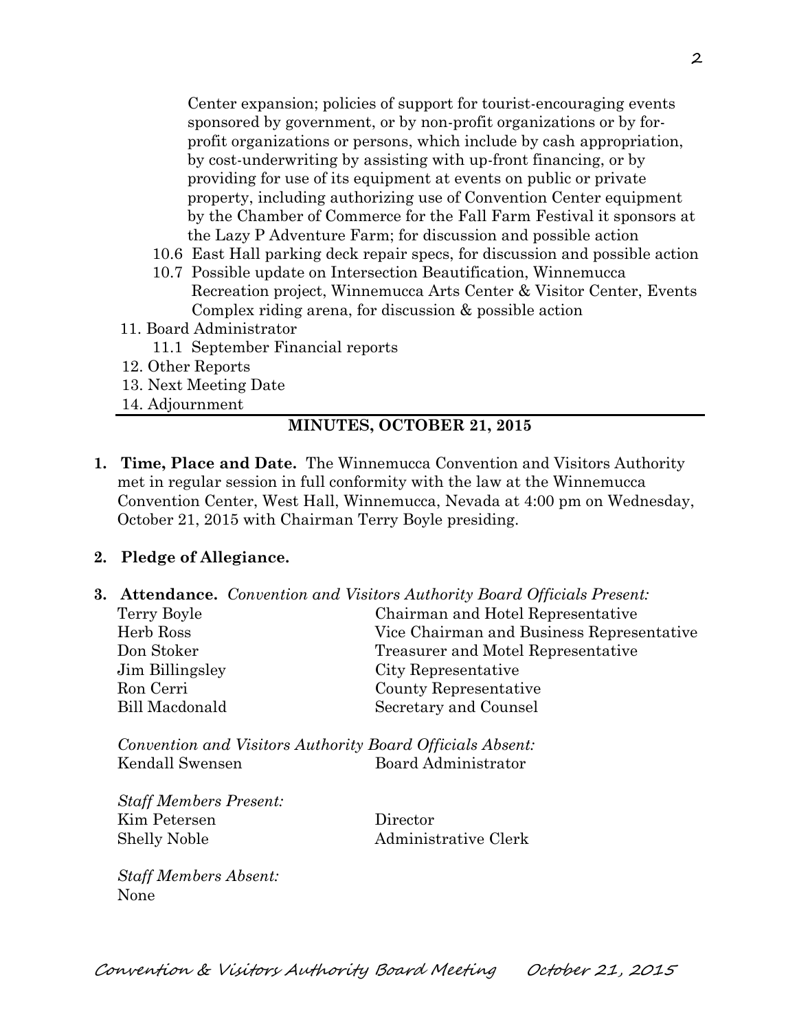Center expansion; policies of support for tourist-encouraging events sponsored by government, or by non-profit organizations or by for-profit organizations or persons, which include by cash appropriation, by cost-underwriting by assisting with up-front financing, or by providing for use of its equipment at events on public or private property, including authorizing use of Convention Center equipment by the Chamber of Commerce for the Fall Farm Festival it sponsors at the Lazy P Adventure Farm; for discussion and possible action

10.6 East Hall parking deck repair specs, for discussion and possible action

10.7 Possible update on Intersection Beautification, Winnemucca Recreation project, Winnemucca Arts Center & Visitor Center, Events Complex riding arena, for discussion & possible action

11. Board Administrator
    11.1 September Financial reports
12. Other Reports
13. Next Meeting Date
14. Adjournment

## MINUTES, OCTOBER 21, 2015

1. **Time, Place and Date.** The Winnemucca Convention and Visitors Authority met in regular session in full conformity with the law at the Winnemucca Convention Center, West Hall, Winnemucca, Nevada at 4:00 pm on Wednesday, October 21, 2015 with Chairman Terry Boyle presiding.

2. **Pledge of Allegiance.**

3. **Attendance.** *Convention and Visitors Authority Board Officials Present:*

| | |
|---|---|
| Terry Boyle | Chairman and Hotel Representative |
| Herb Ross | Vice Chairman and Business Representative |
| Don Stoker | Treasurer and Motel Representative |
| Jim Billingsley | City Representative |
| Ron Cerri | County Representative |
| Bill Macdonald | Secretary and Counsel |

*Convention and Visitors Authority Board Officials Absent:*

| | |
|---|---|
| Kendall Swensen | Board Administrator |

*Staff Members Present:*

| | |
|---|---|
| Kim Petersen | Director |
| Shelly Noble | Administrative Clerk |

*Staff Members Absent:*
None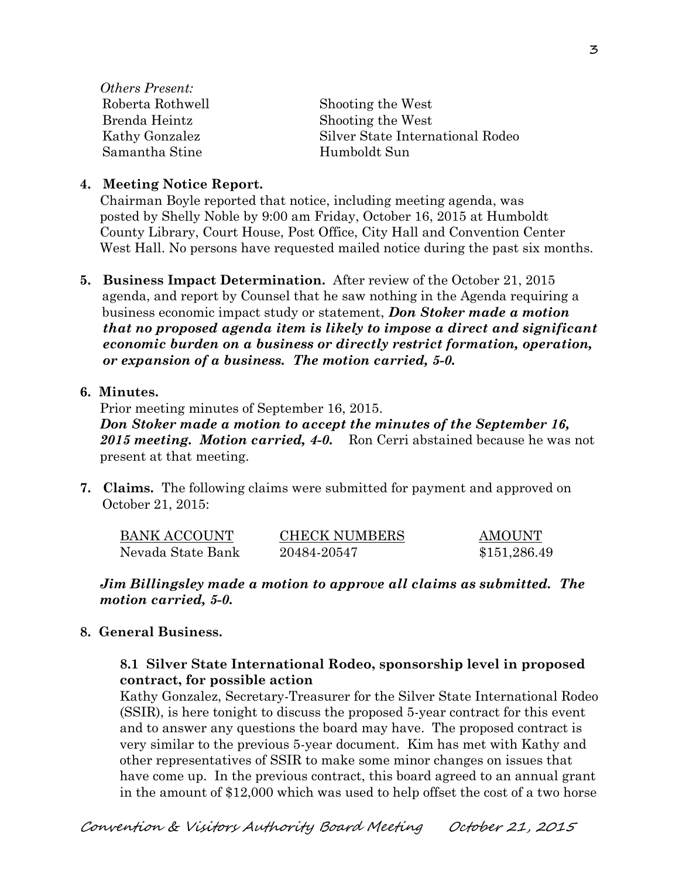*Others Present:*

| | |
|---|---|
| Roberta Rothwell | Shooting the West |
| Brenda Heintz | Shooting the West |
| Kathy Gonzalez | Silver State International Rodeo |
| Samantha Stine | Humboldt Sun |

**4. Meeting Notice Report.**

Chairman Boyle reported that notice, including meeting agenda, was posted by Shelly Noble by 9:00 am Friday, October 16, 2015 at Humboldt County Library, Court House, Post Office, City Hall and Convention Center West Hall. No persons have requested mailed notice during the past six months.

**5. Business Impact Determination.** After review of the October 21, 2015 agenda, and report by Counsel that he saw nothing in the Agenda requiring a business economic impact study or statement, ***Don Stoker made a motion that no proposed agenda item is likely to impose a direct and significant economic burden on a business or directly restrict formation, operation, or expansion of a business. The motion carried, 5-0.***

**6. Minutes.**

Prior meeting minutes of September 16, 2015.

***Don Stoker made a motion to accept the minutes of the September 16, 2015 meeting. Motion carried, 4-0.*** Ron Cerri abstained because he was not present at that meeting.

**7. Claims.** The following claims were submitted for payment and approved on October 21, 2015:

| BANK ACCOUNT | CHECK NUMBERS | AMOUNT |
|---|---|---|
| Nevada State Bank | 20484-20547 | $151,286.49 |

***Jim Billingsley made a motion to approve all claims as submitted. The motion carried, 5-0.***

**8. General Business.**

**8.1 Silver State International Rodeo, sponsorship level in proposed contract, for possible action**

Kathy Gonzalez, Secretary-Treasurer for the Silver State International Rodeo (SSIR), is here tonight to discuss the proposed 5-year contract for this event and to answer any questions the board may have. The proposed contract is very similar to the previous 5-year document. Kim has met with Kathy and other representatives of SSIR to make some minor changes on issues that have come up. In the previous contract, this board agreed to an annual grant in the amount of $12,000 which was used to help offset the cost of a two horse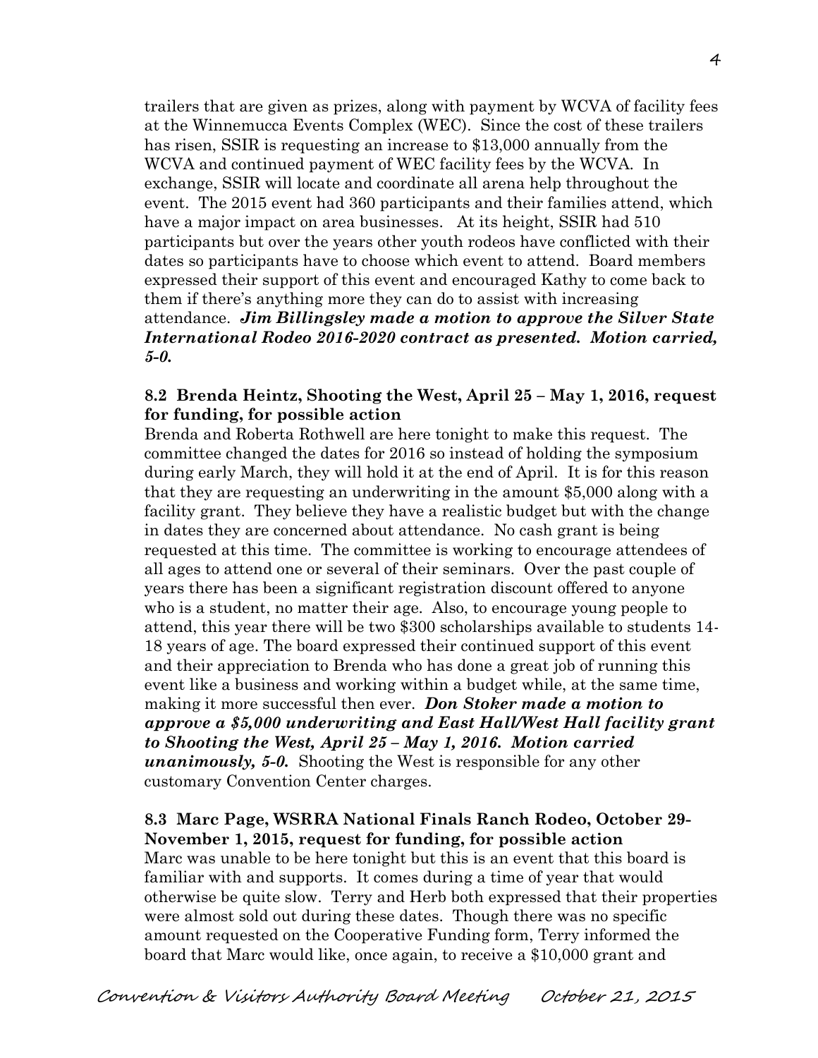trailers that are given as prizes, along with payment by WCVA of facility fees at the Winnemucca Events Complex (WEC). Since the cost of these trailers has risen, SSIR is requesting an increase to $13,000 annually from the WCVA and continued payment of WEC facility fees by the WCVA. In exchange, SSIR will locate and coordinate all arena help throughout the event. The 2015 event had 360 participants and their families attend, which have a major impact on area businesses. At its height, SSIR had 510 participants but over the years other youth rodeos have conflicted with their dates so participants have to choose which event to attend. Board members expressed their support of this event and encouraged Kathy to come back to them if there's anything more they can do to assist with increasing attendance. ***Jim Billingsley made a motion to approve the Silver State International Rodeo 2016-2020 contract as presented. Motion carried, 5-0.***

**8.2 Brenda Heintz, Shooting the West, April 25 – May 1, 2016, request for funding, for possible action**

Brenda and Roberta Rothwell are here tonight to make this request. The committee changed the dates for 2016 so instead of holding the symposium during early March, they will hold it at the end of April. It is for this reason that they are requesting an underwriting in the amount $5,000 along with a facility grant. They believe they have a realistic budget but with the change in dates they are concerned about attendance. No cash grant is being requested at this time. The committee is working to encourage attendees of all ages to attend one or several of their seminars. Over the past couple of years there has been a significant registration discount offered to anyone who is a student, no matter their age. Also, to encourage young people to attend, this year there will be two $300 scholarships available to students 14-18 years of age. The board expressed their continued support of this event and their appreciation to Brenda who has done a great job of running this event like a business and working within a budget while, at the same time, making it more successful then ever. ***Don Stoker made a motion to approve a $5,000 underwriting and East Hall/West Hall facility grant to Shooting the West, April 25 – May 1, 2016. Motion carried unanimously, 5-0.*** Shooting the West is responsible for any other customary Convention Center charges.

**8.3 Marc Page, WSRRA National Finals Ranch Rodeo, October 29-November 1, 2015, request for funding, for possible action**

Marc was unable to be here tonight but this is an event that this board is familiar with and supports. It comes during a time of year that would otherwise be quite slow. Terry and Herb both expressed that their properties were almost sold out during these dates. Though there was no specific amount requested on the Cooperative Funding form, Terry informed the board that Marc would like, once again, to receive a $10,000 grant and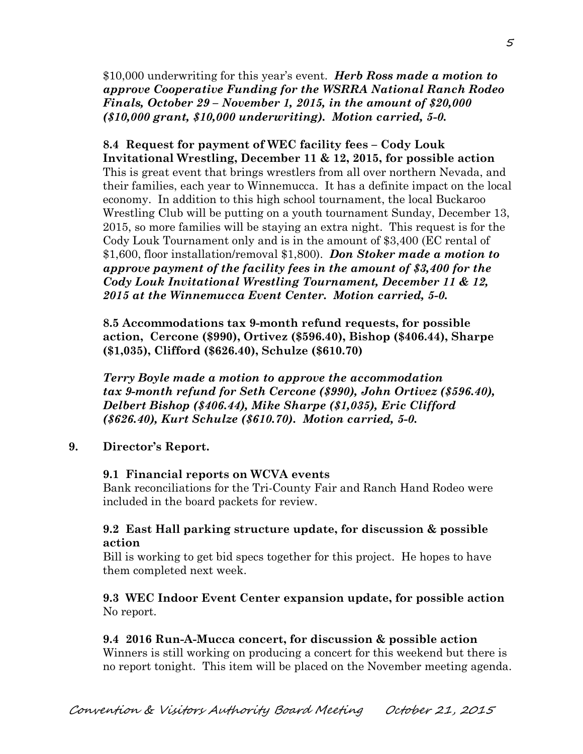$10,000 underwriting for this year's event. ***Herb Ross made a motion to approve Cooperative Funding for the WSRRA National Ranch Rodeo Finals, October 29 – November 1, 2015, in the amount of $20,000 ($10,000 grant, $10,000 underwriting). Motion carried, 5-0.***

**8.4 Request for payment of WEC facility fees – Cody Louk Invitational Wrestling, December 11 & 12, 2015, for possible action**

This is great event that brings wrestlers from all over northern Nevada, and their families, each year to Winnemucca. It has a definite impact on the local economy. In addition to this high school tournament, the local Buckaroo Wrestling Club will be putting on a youth tournament Sunday, December 13, 2015, so more families will be staying an extra night. This request is for the Cody Louk Tournament only and is in the amount of $3,400 (EC rental of $1,600, floor installation/removal $1,800). ***Don Stoker made a motion to approve payment of the facility fees in the amount of $3,400 for the Cody Louk Invitational Wrestling Tournament, December 11 & 12, 2015 at the Winnemucca Event Center. Motion carried, 5-0.***

**8.5 Accommodations tax 9-month refund requests, for possible action, Cercone ($990), Ortivez ($596.40), Bishop ($406.44), Sharpe ($1,035), Clifford ($626.40), Schulze ($610.70)**

***Terry Boyle made a motion to approve the accommodation tax 9-month refund for Seth Cercone ($990), John Ortivez ($596.40), Delbert Bishop ($406.44), Mike Sharpe ($1,035), Eric Clifford ($626.40), Kurt Schulze ($610.70). Motion carried, 5-0.***

**9. Director's Report.**

**9.1 Financial reports on WCVA events**

Bank reconciliations for the Tri-County Fair and Ranch Hand Rodeo were included in the board packets for review.

**9.2 East Hall parking structure update, for discussion & possible action**

Bill is working to get bid specs together for this project. He hopes to have them completed next week.

**9.3 WEC Indoor Event Center expansion update, for possible action**

No report.

**9.4 2016 Run-A-Mucca concert, for discussion & possible action**

Winners is still working on producing a concert for this weekend but there is no report tonight. This item will be placed on the November meeting agenda.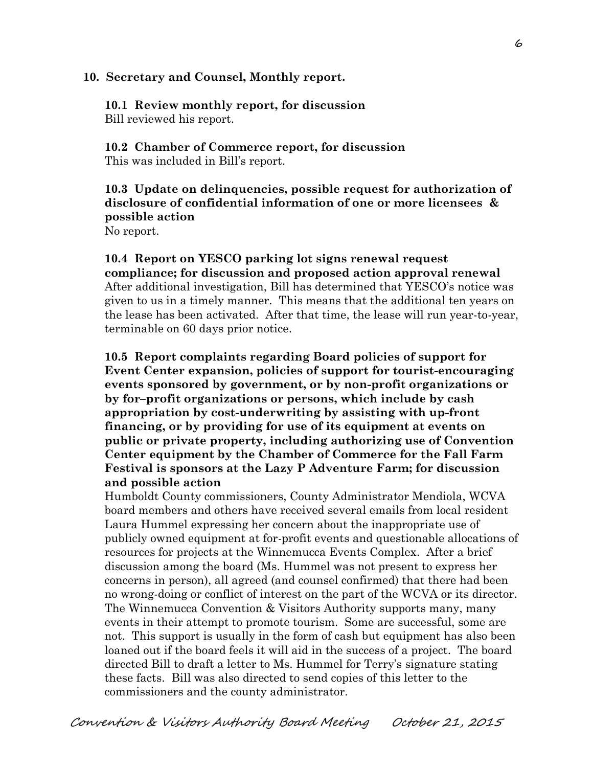**10. Secretary and Counsel, Monthly report.**

**10.1 Review monthly report, for discussion**
Bill reviewed his report.

**10.2 Chamber of Commerce report, for discussion**
This was included in Bill's report.

**10.3 Update on delinquencies, possible request for authorization of disclosure of confidential information of one or more licensees & possible action**
No report.

**10.4 Report on YESCO parking lot signs renewal request compliance; for discussion and proposed action approval renewal**
After additional investigation, Bill has determined that YESCO's notice was given to us in a timely manner. This means that the additional ten years on the lease has been activated. After that time, the lease will run year-to-year, terminable on 60 days prior notice.

**10.5 Report complaints regarding Board policies of support for Event Center expansion, policies of support for tourist-encouraging events sponsored by government, or by non-profit organizations or by for–profit organizations or persons, which include by cash appropriation by cost-underwriting by assisting with up-front financing, or by providing for use of its equipment at events on public or private property, including authorizing use of Convention Center equipment by the Chamber of Commerce for the Fall Farm Festival is sponsors at the Lazy P Adventure Farm; for discussion and possible action**
Humboldt County commissioners, County Administrator Mendiola, WCVA board members and others have received several emails from local resident Laura Hummel expressing her concern about the inappropriate use of publicly owned equipment at for-profit events and questionable allocations of resources for projects at the Winnemucca Events Complex. After a brief discussion among the board (Ms. Hummel was not present to express her concerns in person), all agreed (and counsel confirmed) that there had been no wrong-doing or conflict of interest on the part of the WCVA or its director. The Winnemucca Convention & Visitors Authority supports many, many events in their attempt to promote tourism. Some are successful, some are not. This support is usually in the form of cash but equipment has also been loaned out if the board feels it will aid in the success of a project. The board directed Bill to draft a letter to Ms. Hummel for Terry's signature stating these facts. Bill was also directed to send copies of this letter to the commissioners and the county administrator.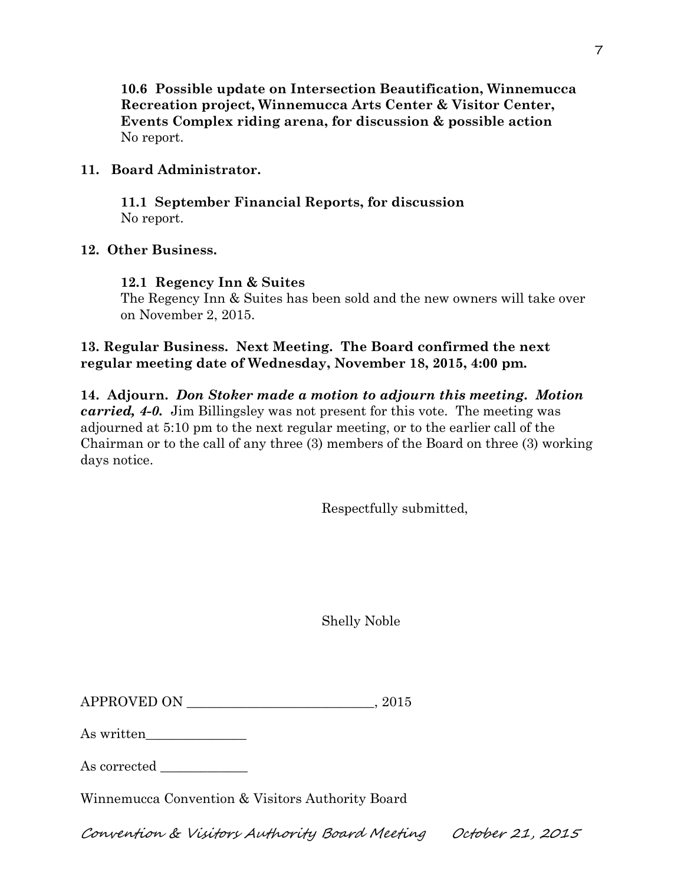**10.6 Possible update on Intersection Beautification, Winnemucca Recreation project, Winnemucca Arts Center & Visitor Center, Events Complex riding arena, for discussion & possible action**

No report.

**11. Board Administrator.**

**11.1 September Financial Reports, for discussion**

No report.

**12. Other Business.**

**12.1 Regency Inn & Suites**

The Regency Inn & Suites has been sold and the new owners will take over on November 2, 2015.

**13. Regular Business. Next Meeting. The Board confirmed the next regular meeting date of Wednesday, November 18, 2015, 4:00 pm.**

**14. Adjourn.** ***Don Stoker made a motion to adjourn this meeting. Motion carried, 4-0.*** Jim Billingsley was not present for this vote. The meeting was adjourned at 5:10 pm to the next regular meeting, or to the earlier call of the Chairman or to the call of any three (3) members of the Board on three (3) working days notice.

Respectfully submitted,

Shelly Noble

APPROVED ON ____________________________, 2015

As written_______________

As corrected _____________

Winnemucca Convention & Visitors Authority Board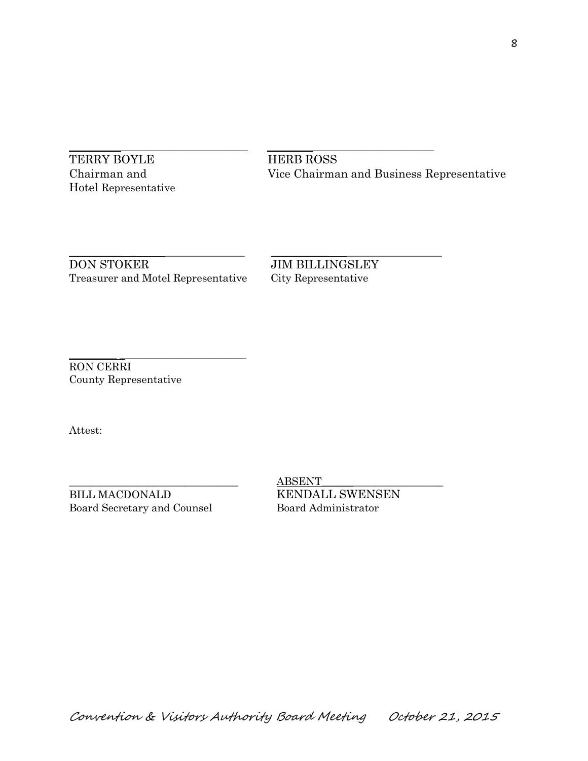\_\_\_\_\_\_\_\_\_\_\_\_\_\_\_\_\_\_\_\_\_\_\_\_\_\_\_\_\_\_\_\_

TERRY BOYLE
Chairman and
Hotel Representative

\_\_\_\_\_\_\_\_\_\_\_\_\_\_\_\_\_\_\_\_\_\_\_\_\_\_\_\_\_\_\_\_

HERB ROSS
Vice Chairman and Business Representative

\_\_\_\_\_\_\_\_\_\_\_\_\_\_\_\_\_\_\_\_\_\_\_\_\_\_\_\_\_\_\_\_

DON STOKER
Treasurer and Motel Representative

\_\_\_\_\_\_\_\_\_\_\_\_\_\_\_\_\_\_\_\_\_\_\_\_\_\_\_\_\_\_\_\_

JIM BILLINGSLEY
City Representative

\_\_\_\_\_\_\_\_\_\_\_\_\_\_\_\_\_\_\_\_\_\_\_\_\_\_\_\_\_\_\_\_

RON CERRI
County Representative

Attest:

\_\_\_\_\_\_\_\_\_\_\_\_\_\_\_\_\_\_\_\_\_\_\_\_\_\_\_\_\_\_\_\_

BILL MACDONALD
Board Secretary and Counsel

ABSENT\_\_\_\_\_\_\_\_\_\_\_\_\_\_\_\_\_\_\_\_\_\_\_\_\_

KENDALL SWENSEN
Board Administrator